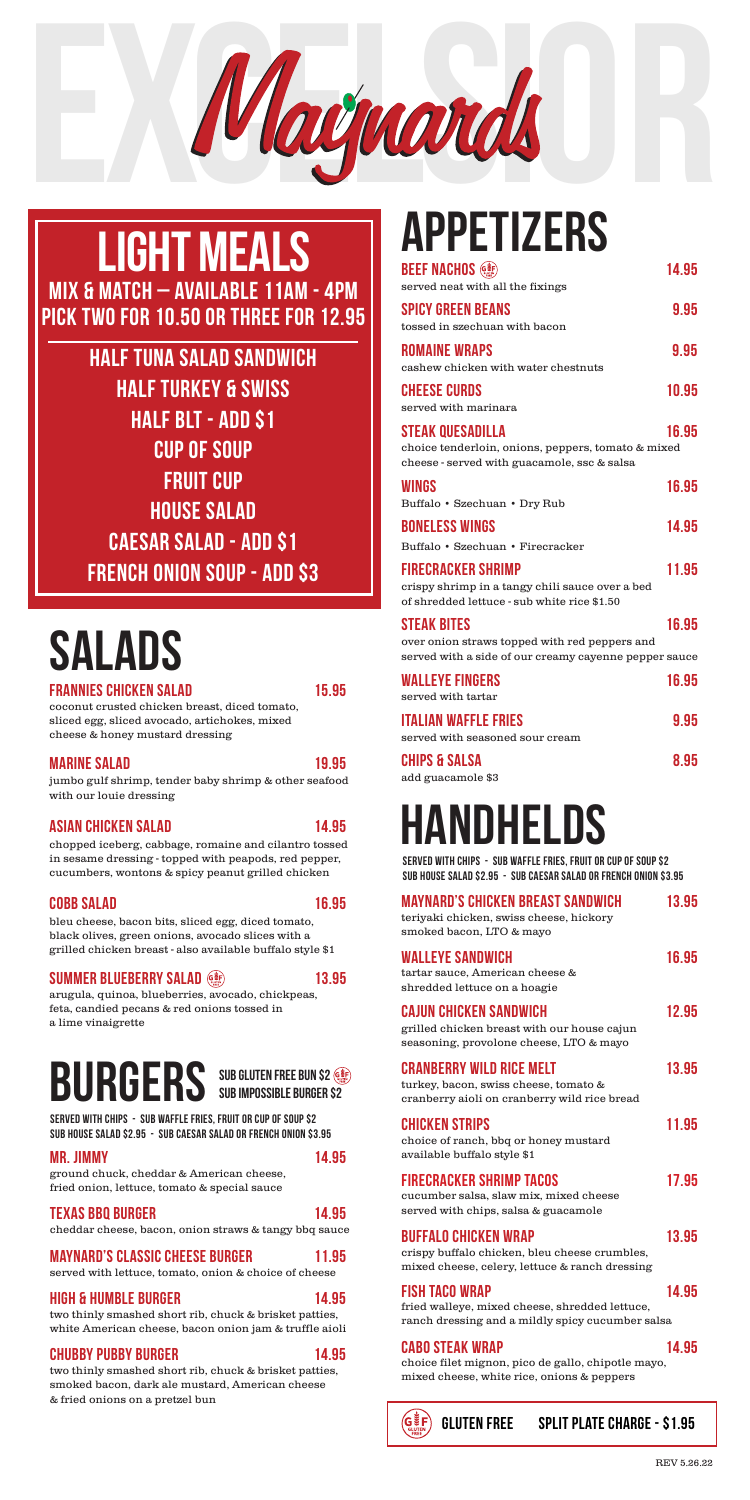# Maynards

EXCELSIOR

## LIGHT MEALS

**MIX & MATCH — AVAILABLE 11AM - 4PM**
**PICK TWO FOR 10.50 OR THREE FOR 12.95**

- HALF TUNA SALAD SANDWICH
- HALF TURKEY & SWISS
- HALF BLT - ADD $1
- CUP OF SOUP
- FRUIT CUP
- HOUSE SALAD
- CAESAR SALAD - ADD $1
- FRENCH ONION SOUP - ADD $3

## SALADS

**FRANNIES CHICKEN SALAD** 15.95
coconut crusted chicken breast, diced tomato, sliced egg, sliced avocado, artichokes, mixed cheese & honey mustard dressing

**MARINE SALAD** 19.95
jumbo gulf shrimp, tender baby shrimp & other seafood with our louie dressing

**ASIAN CHICKEN SALAD** 14.95
chopped iceberg, cabbage, romaine and cilantro tossed in sesame dressing - topped with peapods, red pepper, cucumbers, wontons & spicy peanut grilled chicken

**COBB SALAD** 16.95
bleu cheese, bacon bits, sliced egg, diced tomato, black olives, green onions, avocado slices with a grilled chicken breast - also available buffalo style $1

**SUMMER BLUEBERRY SALAD** (GF) 13.95
arugula, quinoa, blueberries, avocado, chickpeas, feta, candied pecans & red onions tossed in a lime vinaigrette

## BURGERS

**SUB GLUTEN FREE BUN $2** (GF)
**SUB IMPOSSIBLE BURGER $2**

SERVED WITH CHIPS - SUB WAFFLE FRIES, FRUIT OR CUP OF SOUP $2
SUB HOUSE SALAD $2.95 - SUB CAESAR SALAD OR FRENCH ONION $3.95

**MR. JIMMY** 14.95
ground chuck, cheddar & American cheese, fried onion, lettuce, tomato & special sauce

**TEXAS BBQ BURGER** 14.95
cheddar cheese, bacon, onion straws & tangy bbq sauce

**MAYNARD'S CLASSIC CHEESE BURGER** 11.95
served with lettuce, tomato, onion & choice of cheese

**HIGH & HUMBLE BURGER** 14.95
two thinly smashed short rib, chuck & brisket patties, white American cheese, bacon onion jam & truffle aioli

**CHUBBY PUBBY BURGER** 14.95
two thinly smashed short rib, chuck & brisket patties, smoked bacon, dark ale mustard, American cheese & fried onions on a pretzel bun

## APPETIZERS

**BEEF NACHOS** (GF) 14.95
served neat with all the fixings

**SPICY GREEN BEANS** 9.95
tossed in szechuan with bacon

**ROMAINE WRAPS** 9.95
cashew chicken with water chestnuts

**CHEESE CURDS** 10.95
served with marinara

**STEAK QUESADILLA** 16.95
choice tenderloin, onions, peppers, tomato & mixed cheese - served with guacamole, ssc & salsa

**WINGS** 16.95
Buffalo • Szechuan • Dry Rub

**BONELESS WINGS** 14.95
Buffalo • Szechuan • Firecracker

**FIRECRACKER SHRIMP** 11.95
crispy shrimp in a tangy chili sauce over a bed of shredded lettuce - sub white rice $1.50

**STEAK BITES** 16.95
over onion straws topped with red peppers and served with a side of our creamy cayenne pepper sauce

**WALLEYE FINGERS** 16.95
served with tartar

**ITALIAN WAFFLE FRIES** 9.95
served with seasoned sour cream

**CHIPS & SALSA** 8.95
add guacamole $3

## HANDHELDS

SERVED WITH CHIPS - SUB WAFFLE FRIES, FRUIT OR CUP OF SOUP $2
SUB HOUSE SALAD $2.95 - SUB CAESAR SALAD OR FRENCH ONION $3.95

**MAYNARD'S CHICKEN BREAST SANDWICH** 13.95
teriyaki chicken, swiss cheese, hickory smoked bacon, LTO & mayo

**WALLEYE SANDWICH** 16.95
tartar sauce, American cheese & shredded lettuce on a hoagie

**CAJUN CHICKEN SANDWICH** 12.95
grilled chicken breast with our house cajun seasoning, provolone cheese, LTO & mayo

**CRANBERRY WILD RICE MELT** 13.95
turkey, bacon, swiss cheese, tomato & cranberry aioli on cranberry wild rice bread

**CHICKEN STRIPS** 11.95
choice of ranch, bbq or honey mustard available buffalo style $1

**FIRECRACKER SHRIMP TACOS** 17.95
cucumber salsa, slaw mix, mixed cheese served with chips, salsa & guacamole

**BUFFALO CHICKEN WRAP** 13.95
crispy buffalo chicken, bleu cheese crumbles, mixed cheese, celery, lettuce & ranch dressing

**FISH TACO WRAP** 14.95
fried walleye, mixed cheese, shredded lettuce, ranch dressing and a mildly spicy cucumber salsa

**CABO STEAK WRAP** 14.95
choice filet mignon, pico de gallo, chipotle mayo, mixed cheese, white rice, onions & peppers

(GF) GLUTEN FREE — SPLIT PLATE CHARGE - $1.95

REV 5.26.22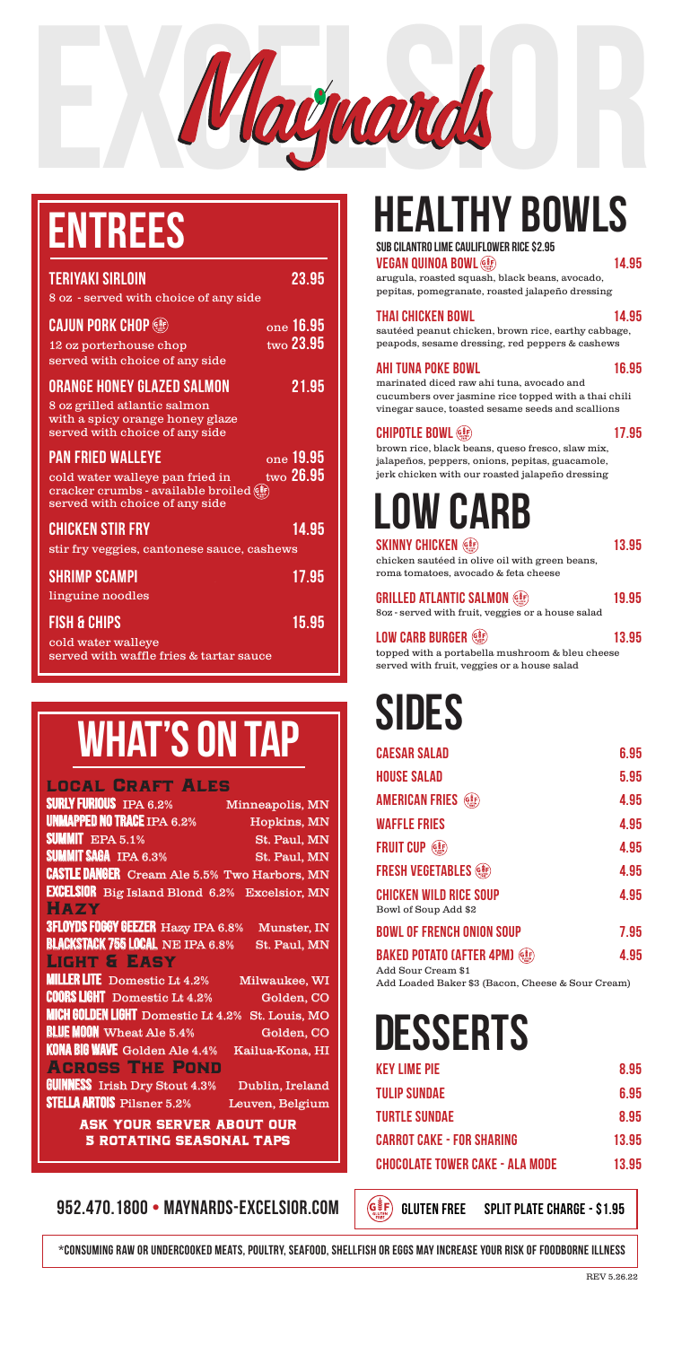# Maynards

EXCELSIOR

## ENTREES

**TERIYAKI SIRLOIN** 23.95
8 oz - served with choice of any side

**CAJUN PORK CHOP** (GF) one 16.95 / two 23.95
12 oz porterhouse chop
served with choice of any side

**ORANGE HONEY GLAZED SALMON** 21.95
8 oz grilled atlantic salmon
with a spicy orange honey glaze
served with choice of any side

**PAN FRIED WALLEYE** one 19.95 / two 26.95
cold water walleye pan fried in cracker crumbs - available broiled (GF)
served with choice of any side

**CHICKEN STIR FRY** 14.95
stir fry veggies, cantonese sauce, cashews

**SHRIMP SCAMPI** 17.95
linguine noodles

**FISH & CHIPS** 15.95
cold water walleye
served with waffle fries & tartar sauce

## WHAT'S ON TAP

### Local Craft Ales

| | |
|---|---|
| **SURLY FURIOUS** IPA 6.2% | Minneapolis, MN |
| **UNMAPPED NO TRACE** IPA 6.2% | Hopkins, MN |
| **SUMMIT** EPA 5.1% | St. Paul, MN |
| **SUMMIT SAGA** IPA 6.3% | St. Paul, MN |
| **CASTLE DANGER** Cream Ale 5.5% | Two Harbors, MN |
| **EXCELSIOR** Big Island Blond 6.2% | Excelsior, MN |

### Hazy

| | |
|---|---|
| **3FLOYDS FOGGY GEEZER** Hazy IPA 6.8% | Munster, IN |
| **BLACKSTACK 755 LOCAL** NE IPA 6.8% | St. Paul, MN |

### Light & Easy

| | |
|---|---|
| **MILLER LITE** Domestic Lt 4.2% | Milwaukee, WI |
| **COORS LIGHT** Domestic Lt 4.2% | Golden, CO |
| **MICH GOLDEN LIGHT** Domestic Lt 4.2% | St. Louis, MO |
| **BLUE MOON** Wheat Ale 5.4% | Golden, CO |
| **KONA BIG WAVE** Golden Ale 4.4% | Kailua-Kona, HI |

### Across The Pond

| | |
|---|---|
| **GUINNESS** Irish Dry Stout 4.3% | Dublin, Ireland |
| **STELLA ARTOIS** Pilsner 5.2% | Leuven, Belgium |

**ASK YOUR SERVER ABOUT OUR 5 ROTATING SEASONAL TAPS**

## HEALTHY BOWLS

**SUB CILANTRO LIME CAULIFLOWER RICE $2.95**

**VEGAN QUINOA BOWL** (GF) 14.95
arugula, roasted squash, black beans, avocado, pepitas, pomegranate, roasted jalapeño dressing

**THAI CHICKEN BOWL** 14.95
sautéed peanut chicken, brown rice, earthy cabbage, peapods, sesame dressing, red peppers & cashews

**AHI TUNA POKE BOWL** 16.95
marinated diced raw ahi tuna, avocado and cucumbers over jasmine rice topped with a thai chili vinegar sauce, toasted sesame seeds and scallions

**CHIPOTLE BOWL** (GF) 17.95
brown rice, black beans, queso fresco, slaw mix, jalapeños, peppers, onions, pepitas, guacamole, jerk chicken with our roasted jalapeño dressing

## LOW CARB

**SKINNY CHICKEN** (GF) 13.95
chicken sautéed in olive oil with green beans, roma tomatoes, avocado & feta cheese

**GRILLED ATLANTIC SALMON** (GF) 19.95
8oz - served with fruit, veggies or a house salad

**LOW CARB BURGER** (GF) 13.95
topped with a portabella mushroom & bleu cheese
served with fruit, veggies or a house salad

## SIDES

| | |
|---|---|
| **CAESAR SALAD** | 6.95 |
| **HOUSE SALAD** | 5.95 |
| **AMERICAN FRIES** (GF) | 4.95 |
| **WAFFLE FRIES** | 4.95 |
| **FRUIT CUP** (GF) | 4.95 |
| **FRESH VEGETABLES** (GF) | 4.95 |
| **CHICKEN WILD RICE SOUP** Bowl of Soup Add $2 | 4.95 |
| **BOWL OF FRENCH ONION SOUP** | 7.95 |
| **BAKED POTATO (AFTER 4PM)** (GF) Add Sour Cream $1; Add Loaded Baker $3 (Bacon, Cheese & Sour Cream) | 4.95 |

## DESSERTS

| | |
|---|---|
| **KEY LIME PIE** | 8.95 |
| **TULIP SUNDAE** | 6.95 |
| **TURTLE SUNDAE** | 8.95 |
| **CARROT CAKE - FOR SHARING** | 13.95 |
| **CHOCOLATE TOWER CAKE - ALA MODE** | 13.95 |

**952.470.1800 • MAYNARDS-EXCELSIOR.COM**

(GF) GLUTEN FREE SPLIT PLATE CHARGE - $1.95

*CONSUMING RAW OR UNDERCOOKED MEATS, POULTRY, SEAFOOD, SHELLFISH OR EGGS MAY INCREASE YOUR RISK OF FOODBORNE ILLNESS

REV 5.26.22